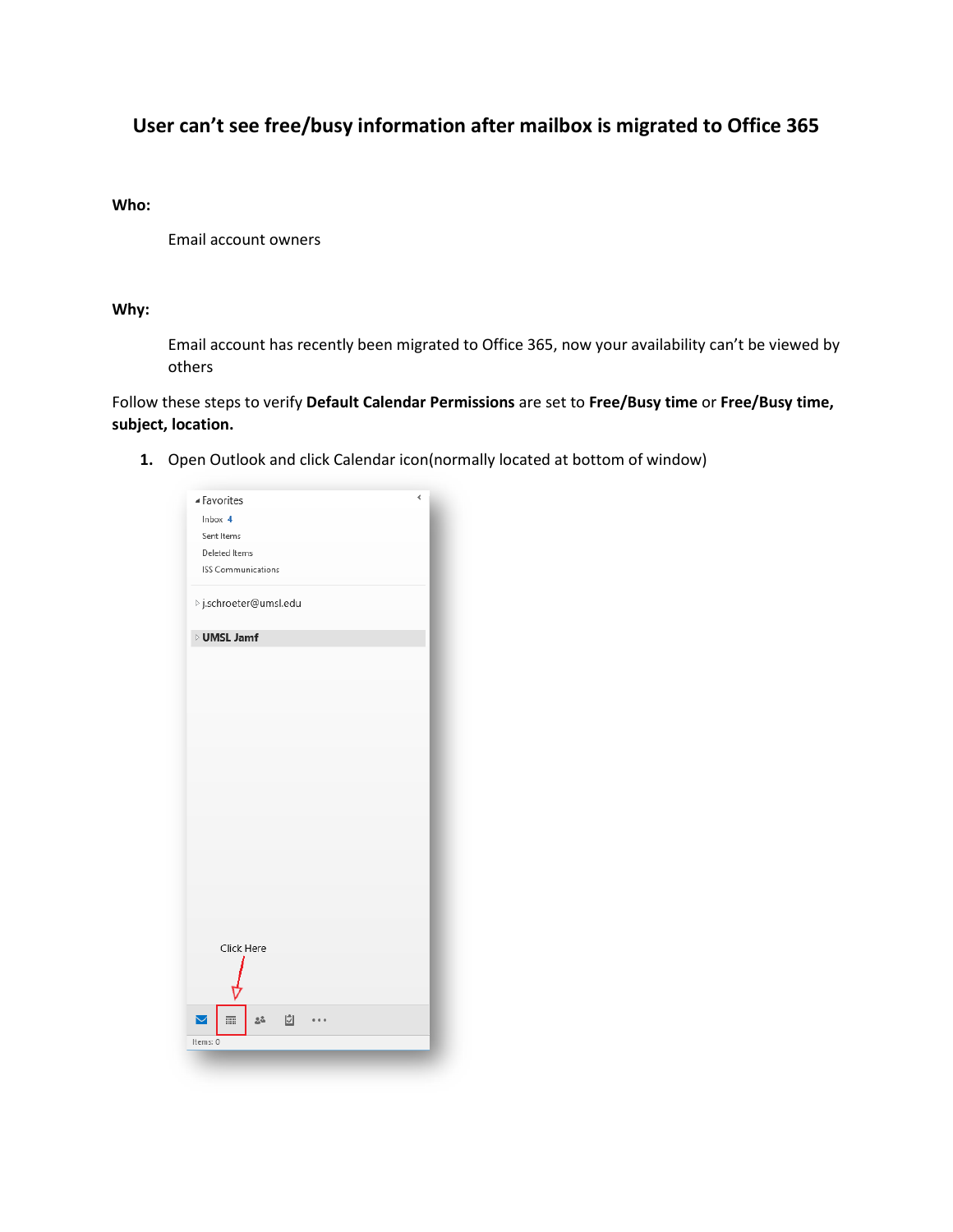# User can't see free/busy information after mailbox is migrated to Office 365

**Who:**

Email account owners

**Why:**

Email account has recently been migrated to Office 365, now your availability can't be viewed by others

Follow these steps to verify **Default Calendar Permissions** are set to **Free/Busy time** or **Free/Busy time, subject, location.**

1. Open Outlook and click Calendar icon(normally located at bottom of window)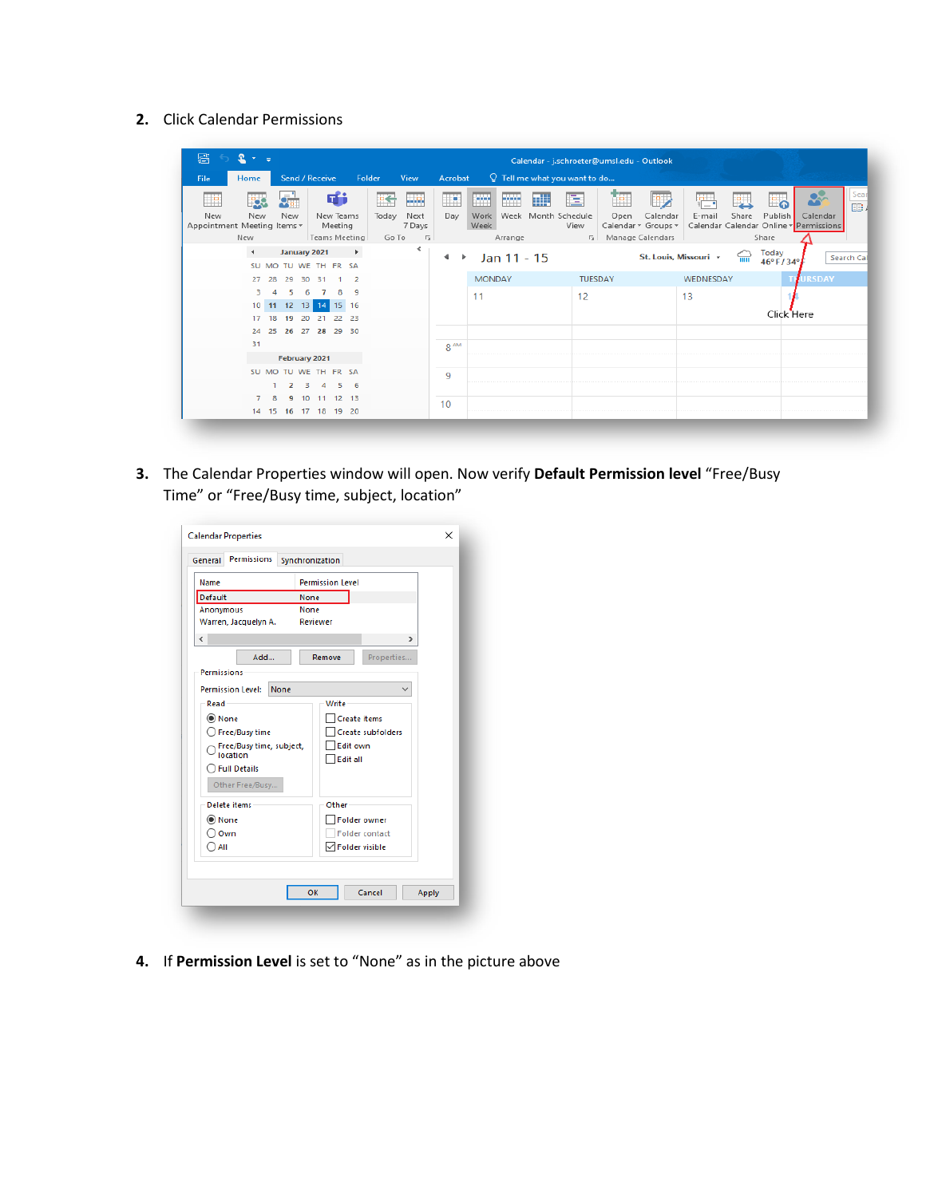2. Click Calendar Permissions

3. The Calendar Properties window will open. Now verify **Default Permission level** “Free/Busy Time” or “Free/Busy time, subject, location”

4. If **Permission Level** is set to “None” as in the picture above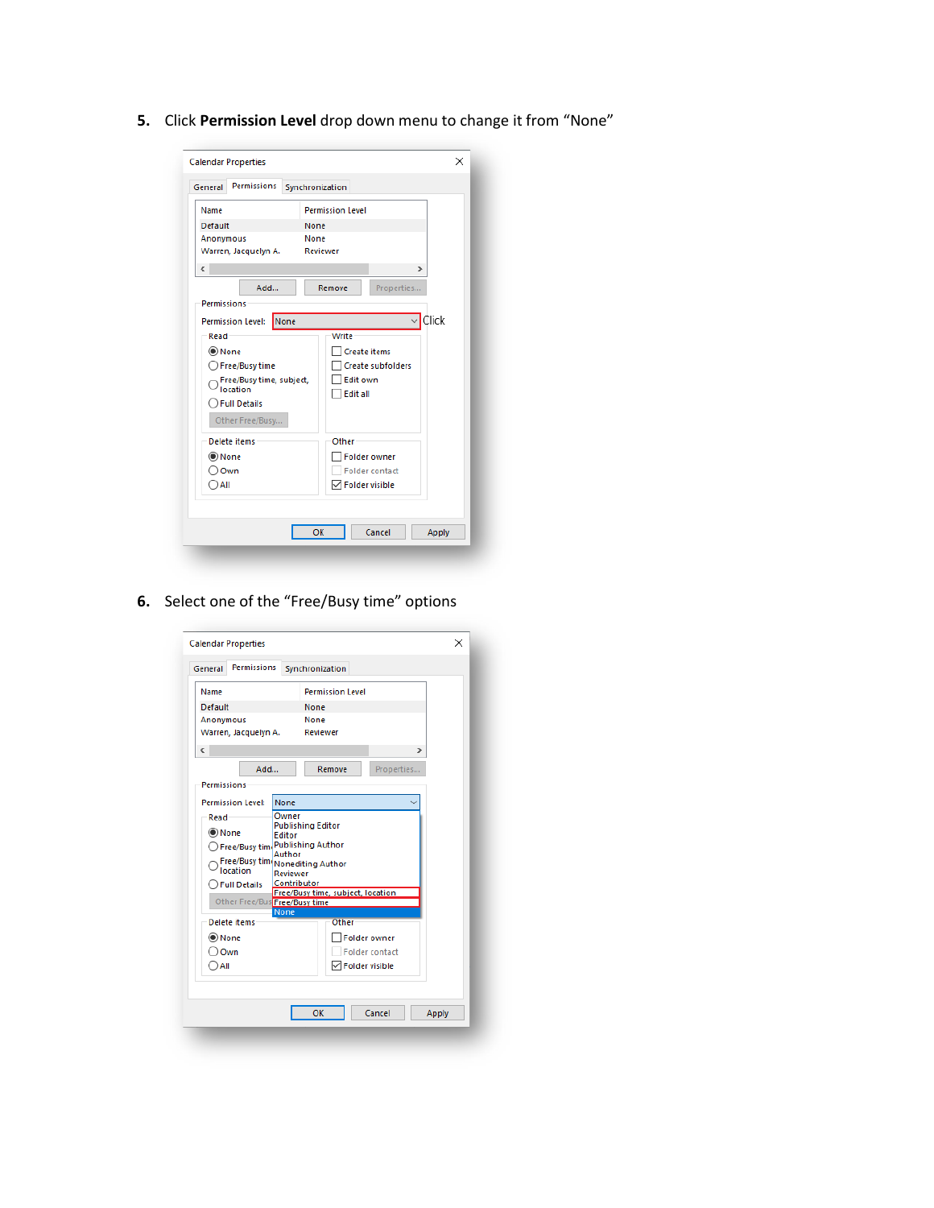5. Click **Permission Level** drop down menu to change it from "None"

6. Select one of the "Free/Busy time" options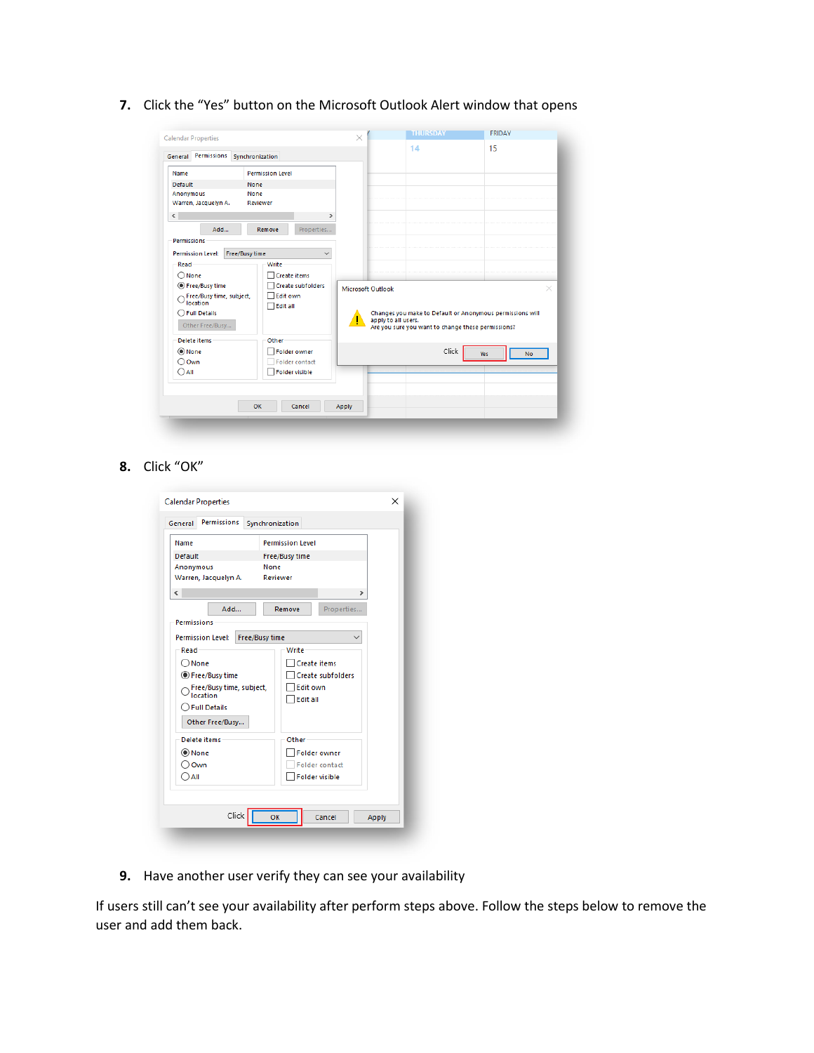7. Click the “Yes” button on the Microsoft Outlook Alert window that opens

8. Click “OK”

9. Have another user verify they can see your availability

If users still can’t see your availability after perform steps above. Follow the steps below to remove the user and add them back.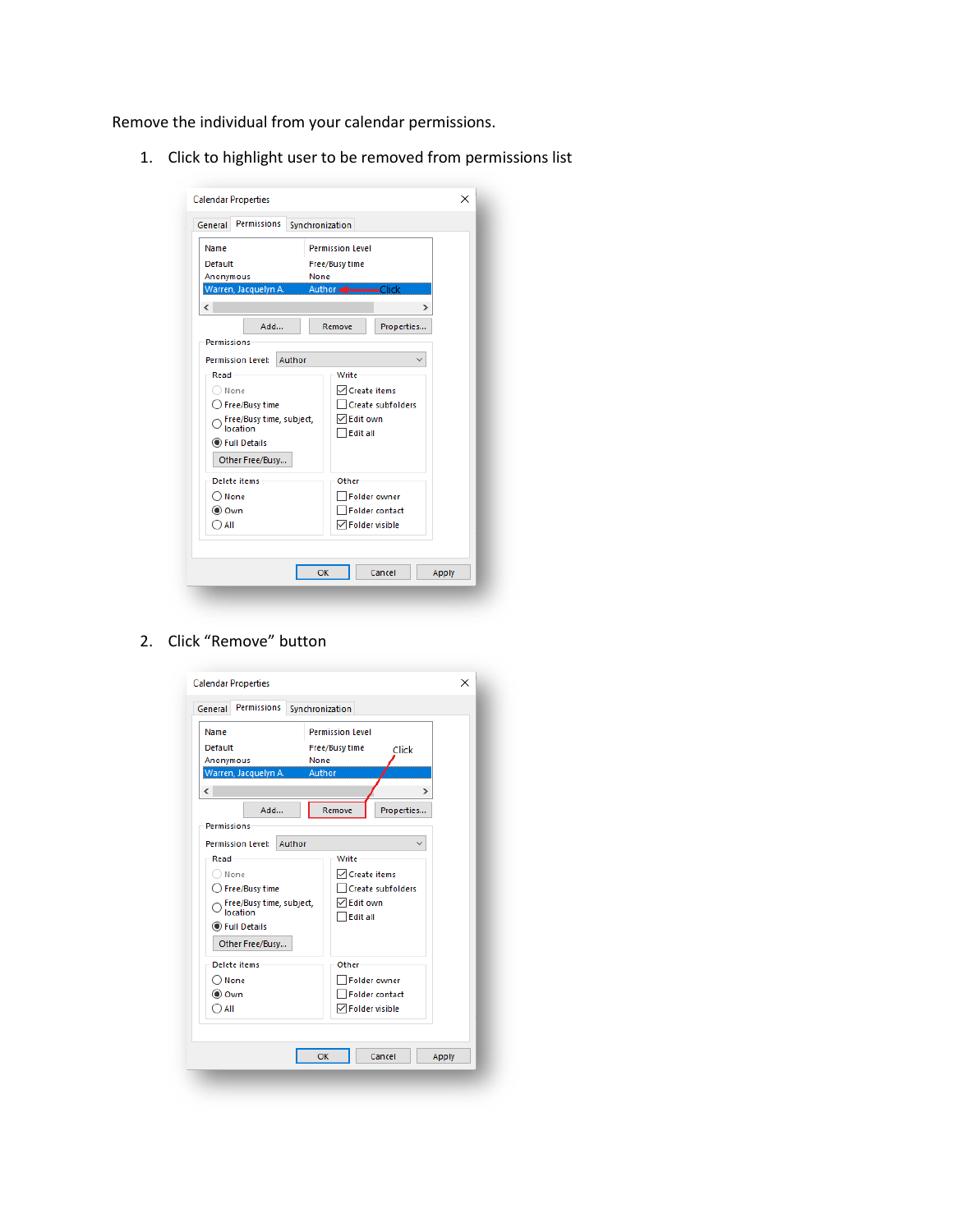Remove the individual from your calendar permissions.

1. Click to highlight user to be removed from permissions list

2. Click “Remove” button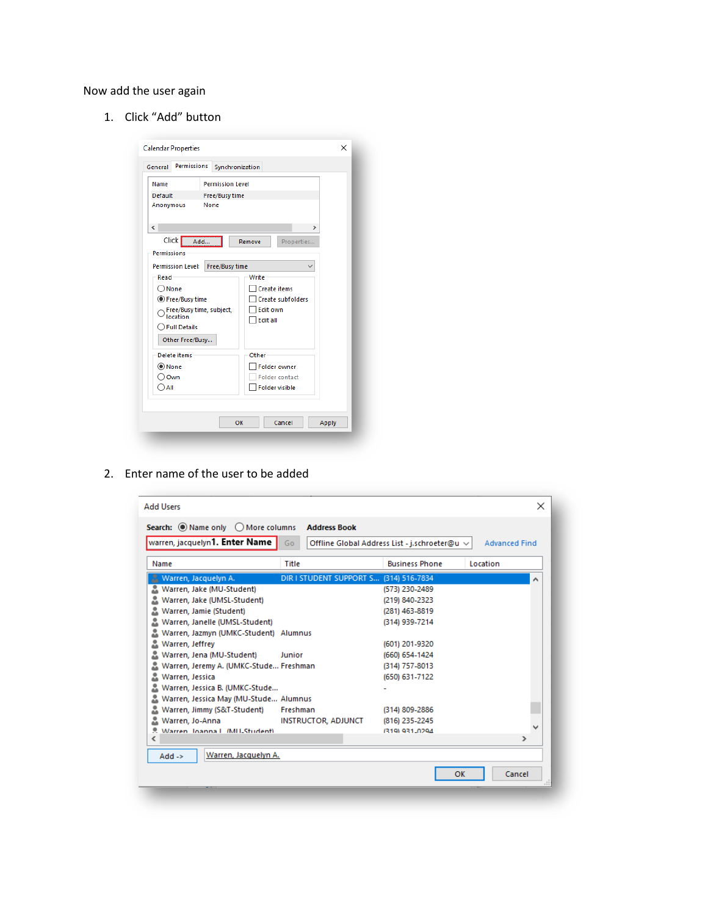Now add the user again

1. Click “Add” button

2. Enter name of the user to be added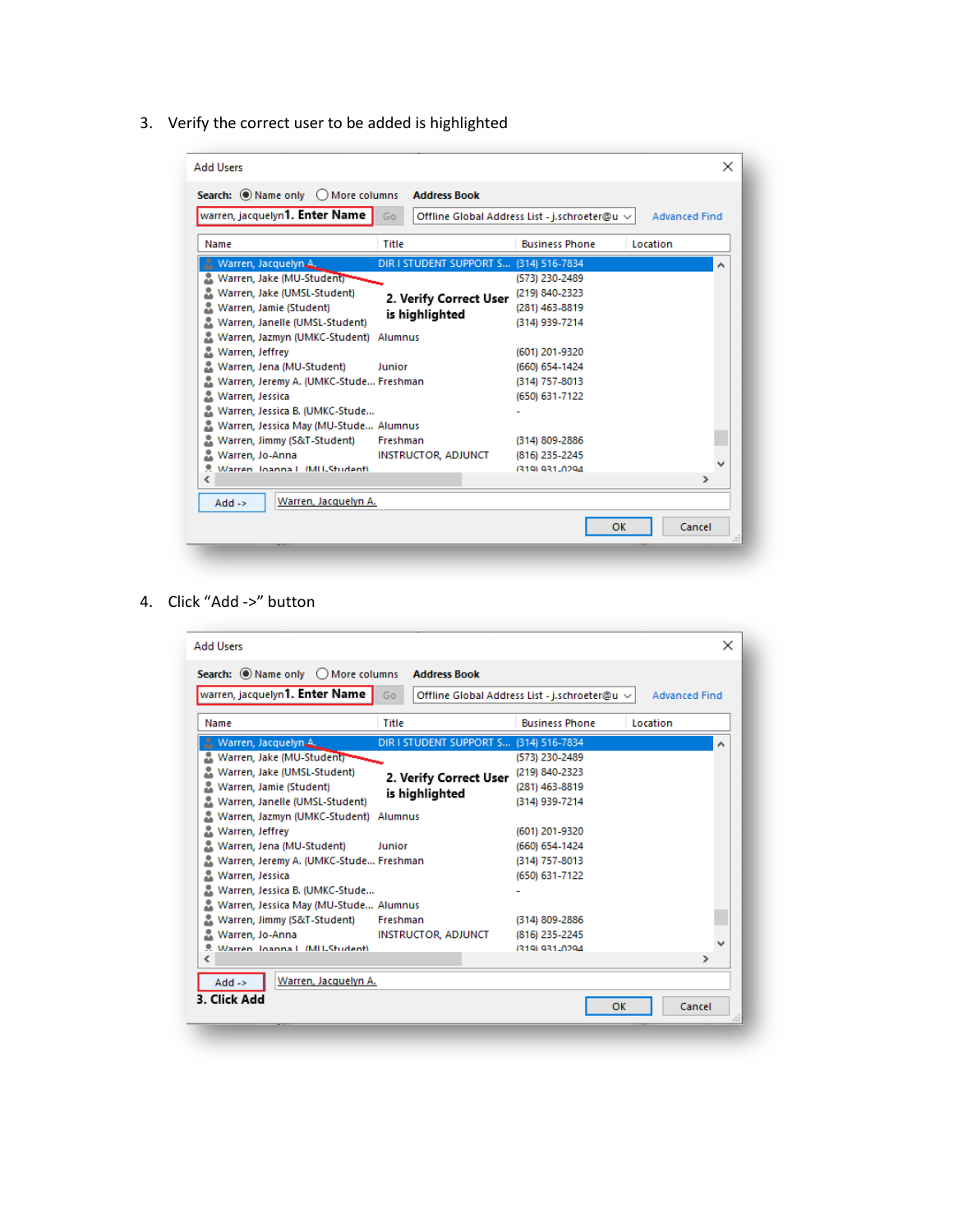3. Verify the correct user to be added is highlighted

4. Click “Add ->” button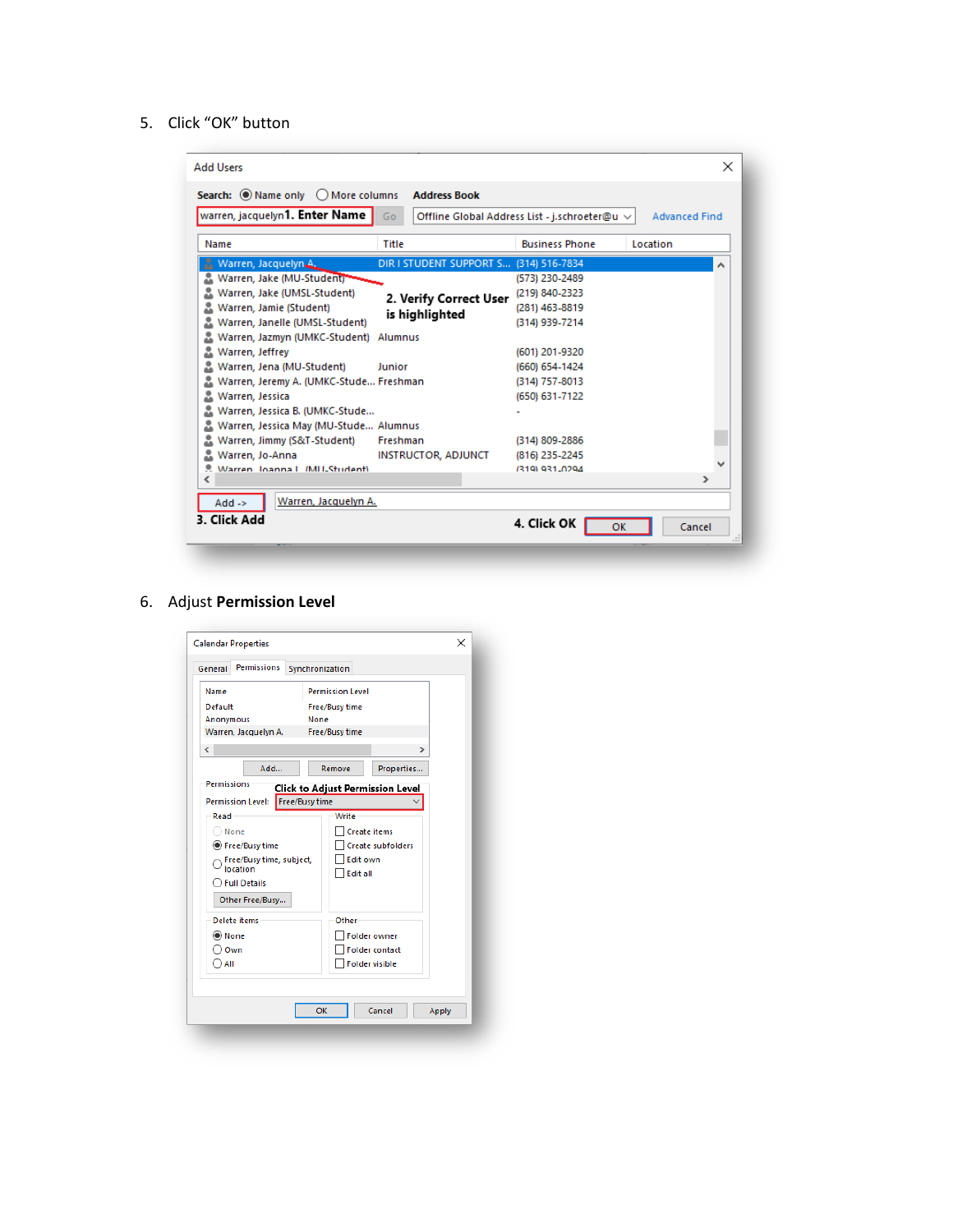5. Click "OK" button

6. Adjust **Permission Level**